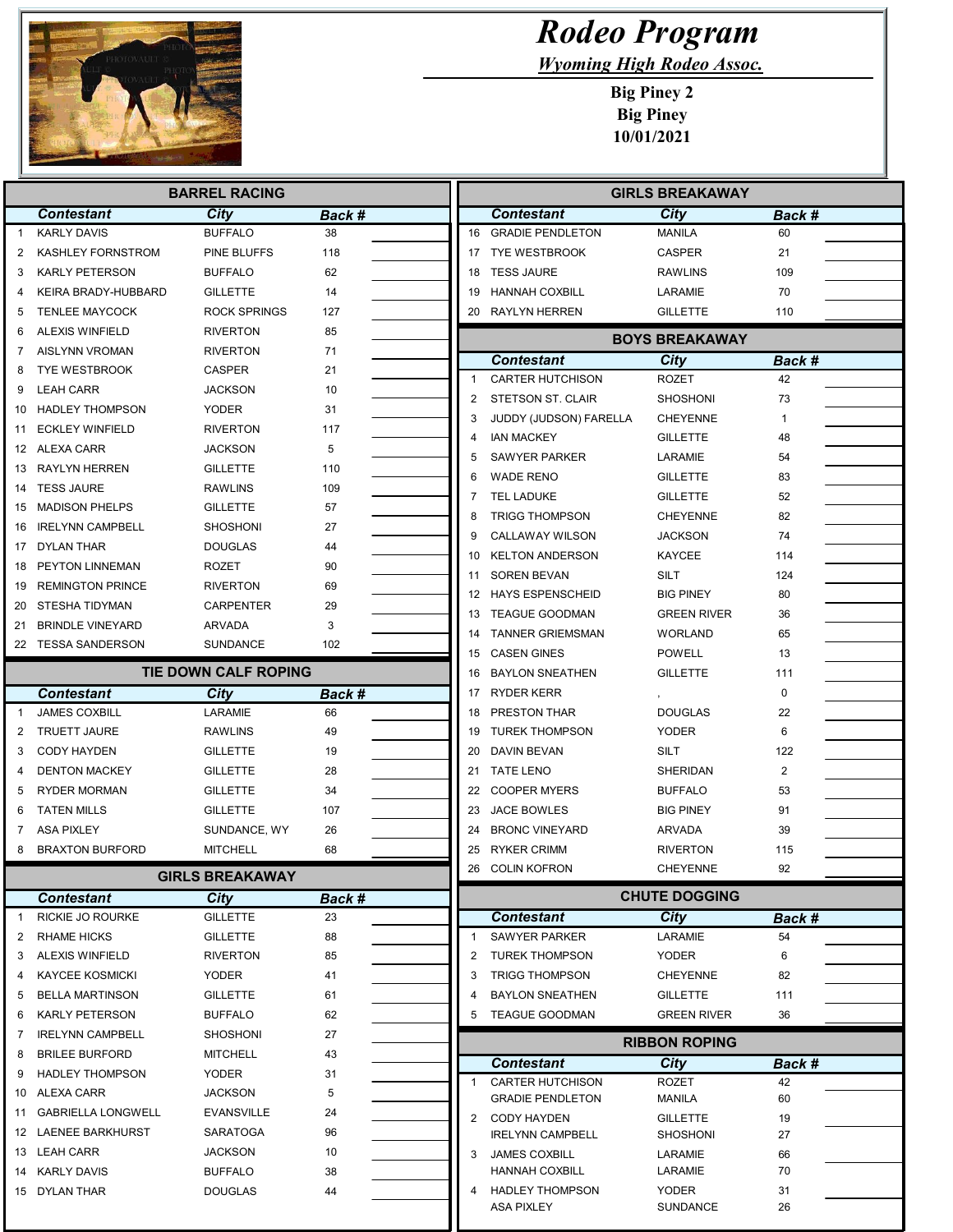# Rodeo Program

## Wyoming High Rodeo Assoc.

**Big Piney 2**
**Big Piney**
**10/01/2021**

## BARREL RACING

| | Contestant | City | Back # |
|---|---|---|---|
| 1 | KARLY DAVIS | BUFFALO | 38 |
| 2 | KASHLEY FORNSTROM | PINE BLUFFS | 118 |
| 3 | KARLY PETERSON | BUFFALO | 62 |
| 4 | KEIRA BRADY-HUBBARD | GILLETTE | 14 |
| 5 | TENLEE MAYCOCK | ROCK SPRINGS | 127 |
| 6 | ALEXIS WINFIELD | RIVERTON | 85 |
| 7 | AISLYNN VROMAN | RIVERTON | 71 |
| 8 | TYE WESTBROOK | CASPER | 21 |
| 9 | LEAH CARR | JACKSON | 10 |
| 10 | HADLEY THOMPSON | YODER | 31 |
| 11 | ECKLEY WINFIELD | RIVERTON | 117 |
| 12 | ALEXA CARR | JACKSON | 5 |
| 13 | RAYLYN HERREN | GILLETTE | 110 |
| 14 | TESS JAURE | RAWLINS | 109 |
| 15 | MADISON PHELPS | GILLETTE | 57 |
| 16 | IRELYNN CAMPBELL | SHOSHONI | 27 |
| 17 | DYLAN THAR | DOUGLAS | 44 |
| 18 | PEYTON LINNEMAN | ROZET | 90 |
| 19 | REMINGTON PRINCE | RIVERTON | 69 |
| 20 | STESHA TIDYMAN | CARPENTER | 29 |
| 21 | BRINDLE VINEYARD | ARVADA | 3 |
| 22 | TESSA SANDERSON | SUNDANCE | 102 |

## TIE DOWN CALF ROPING

| | Contestant | City | Back # |
|---|---|---|---|
| 1 | JAMES COXBILL | LARAMIE | 66 |
| 2 | TRUETT JAURE | RAWLINS | 49 |
| 3 | CODY HAYDEN | GILLETTE | 19 |
| 4 | DENTON MACKEY | GILLETTE | 28 |
| 5 | RYDER MORMAN | GILLETTE | 34 |
| 6 | TATEN MILLS | GILLETTE | 107 |
| 7 | ASA PIXLEY | SUNDANCE, WY | 26 |
| 8 | BRAXTON BURFORD | MITCHELL | 68 |

## GIRLS BREAKAWAY

| | Contestant | City | Back # |
|---|---|---|---|
| 1 | RICKIE JO ROURKE | GILLETTE | 23 |
| 2 | RHAME HICKS | GILLETTE | 88 |
| 3 | ALEXIS WINFIELD | RIVERTON | 85 |
| 4 | KAYCEE KOSMICKI | YODER | 41 |
| 5 | BELLA MARTINSON | GILLETTE | 61 |
| 6 | KARLY PETERSON | BUFFALO | 62 |
| 7 | IRELYNN CAMPBELL | SHOSHONI | 27 |
| 8 | BRILEE BURFORD | MITCHELL | 43 |
| 9 | HADLEY THOMPSON | YODER | 31 |
| 10 | ALEXA CARR | JACKSON | 5 |
| 11 | GABRIELLA LONGWELL | EVANSVILLE | 24 |
| 12 | LAENEE BARKHURST | SARATOGA | 96 |
| 13 | LEAH CARR | JACKSON | 10 |
| 14 | KARLY DAVIS | BUFFALO | 38 |
| 15 | DYLAN THAR | DOUGLAS | 44 |
| 16 | GRADIE PENDLETON | MANILA | 60 |
| 17 | TYE WESTBROOK | CASPER | 21 |
| 18 | TESS JAURE | RAWLINS | 109 |
| 19 | HANNAH COXBILL | LARAMIE | 70 |
| 20 | RAYLYN HERREN | GILLETTE | 110 |

## BOYS BREAKAWAY

| | Contestant | City | Back # |
|---|---|---|---|
| 1 | CARTER HUTCHISON | ROZET | 42 |
| 2 | STETSON ST. CLAIR | SHOSHONI | 73 |
| 3 | JUDDY (JUDSON) FARELLA | CHEYENNE | 1 |
| 4 | IAN MACKEY | GILLETTE | 48 |
| 5 | SAWYER PARKER | LARAMIE | 54 |
| 6 | WADE RENO | GILLETTE | 83 |
| 7 | TEL LADUKE | GILLETTE | 52 |
| 8 | TRIGG THOMPSON | CHEYENNE | 82 |
| 9 | CALLAWAY WILSON | JACKSON | 74 |
| 10 | KELTON ANDERSON | KAYCEE | 114 |
| 11 | SOREN BEVAN | SILT | 124 |
| 12 | HAYS ESPENSCHEID | BIG PINEY | 80 |
| 13 | TEAGUE GOODMAN | GREEN RIVER | 36 |
| 14 | TANNER GRIEMSMAN | WORLAND | 65 |
| 15 | CASEN GINES | POWELL | 13 |
| 16 | BAYLON SNEATHEN | GILLETTE | 111 |
| 17 | RYDER KERR | , | 0 |
| 18 | PRESTON THAR | DOUGLAS | 22 |
| 19 | TUREK THOMPSON | YODER | 6 |
| 20 | DAVIN BEVAN | SILT | 122 |
| 21 | TATE LENO | SHERIDAN | 2 |
| 22 | COOPER MYERS | BUFFALO | 53 |
| 23 | JACE BOWLES | BIG PINEY | 91 |
| 24 | BRONC VINEYARD | ARVADA | 39 |
| 25 | RYKER CRIMM | RIVERTON | 115 |
| 26 | COLIN KOFRON | CHEYENNE | 92 |

## CHUTE DOGGING

| | Contestant | City | Back # |
|---|---|---|---|
| 1 | SAWYER PARKER | LARAMIE | 54 |
| 2 | TUREK THOMPSON | YODER | 6 |
| 3 | TRIGG THOMPSON | CHEYENNE | 82 |
| 4 | BAYLON SNEATHEN | GILLETTE | 111 |
| 5 | TEAGUE GOODMAN | GREEN RIVER | 36 |

## RIBBON ROPING

| | Contestant | City | Back # |
|---|---|---|---|
| 1 | CARTER HUTCHISON | ROZET | 42 |
| | GRADIE PENDLETON | MANILA | 60 |
| 2 | CODY HAYDEN | GILLETTE | 19 |
| | IRELYNN CAMPBELL | SHOSHONI | 27 |
| 3 | JAMES COXBILL | LARAMIE | 66 |
| | HANNAH COXBILL | LARAMIE | 70 |
| 4 | HADLEY THOMPSON | YODER | 31 |
| | ASA PIXLEY | SUNDANCE | 26 |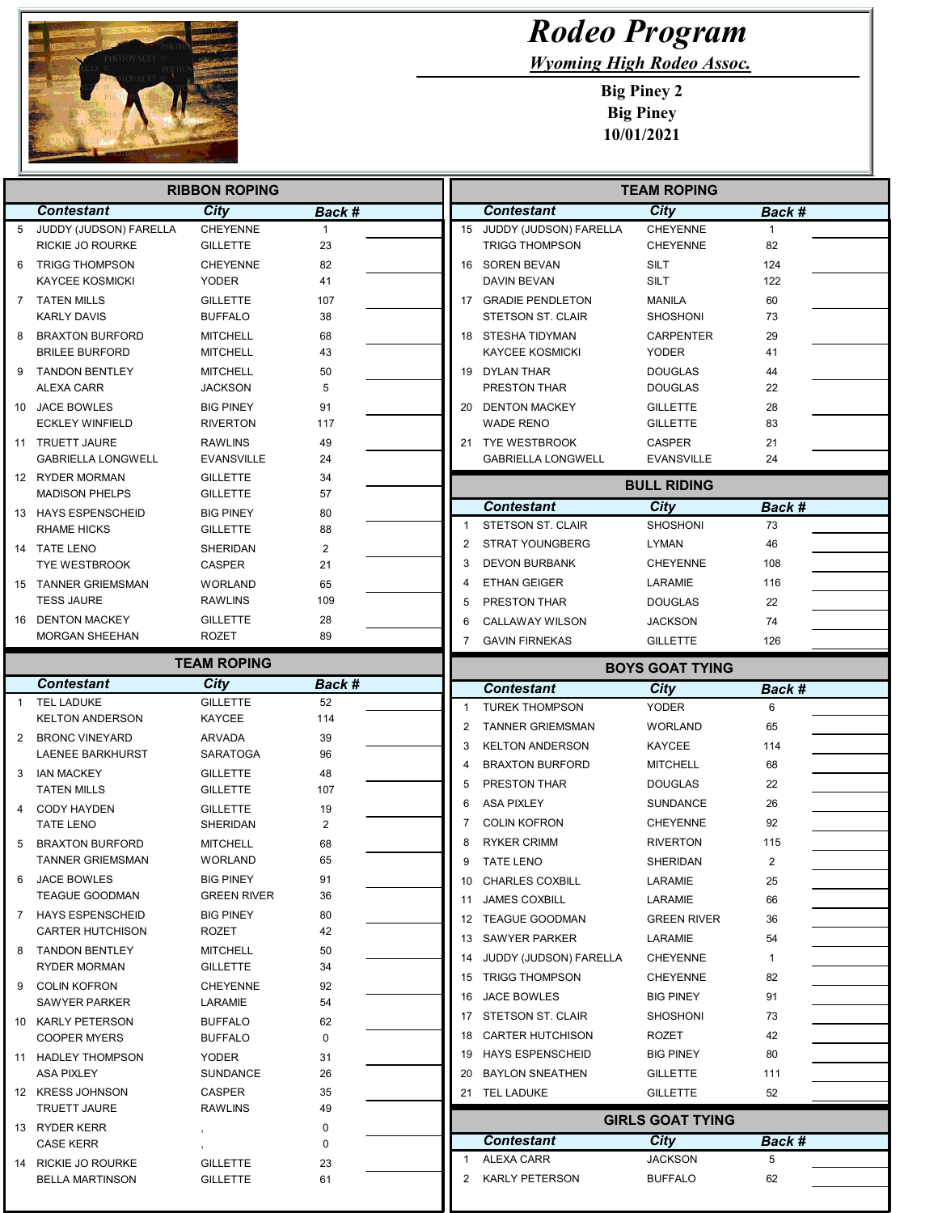# Rodeo Program

## Wyoming High Rodeo Assoc.

**Big Piney 2**
**Big Piney**
**10/01/2021**

## RIBBON ROPING

| | Contestant | City | Back # | |
|---|---|---|---|---|
| 5 | JUDDY (JUDSON) FARELLA | CHEYENNE | 1 | |
| | RICKIE JO ROURKE | GILLETTE | 23 | |
| 6 | TRIGG THOMPSON | CHEYENNE | 82 | |
| | KAYCEE KOSMICKI | YODER | 41 | |
| 7 | TATEN MILLS | GILLETTE | 107 | |
| | KARLY DAVIS | BUFFALO | 38 | |
| 8 | BRAXTON BURFORD | MITCHELL | 68 | |
| | BRILEE BURFORD | MITCHELL | 43 | |
| 9 | TANDON BENTLEY | MITCHELL | 50 | |
| | ALEXA CARR | JACKSON | 5 | |
| 10 | JACE BOWLES | BIG PINEY | 91 | |
| | ECKLEY WINFIELD | RIVERTON | 117 | |
| 11 | TRUETT JAURE | RAWLINS | 49 | |
| | GABRIELLA LONGWELL | EVANSVILLE | 24 | |
| 12 | RYDER MORMAN | GILLETTE | 34 | |
| | MADISON PHELPS | GILLETTE | 57 | |
| 13 | HAYS ESPENSCHEID | BIG PINEY | 80 | |
| | RHAME HICKS | GILLETTE | 88 | |
| 14 | TATE LENO | SHERIDAN | 2 | |
| | TYE WESTBROOK | CASPER | 21 | |
| 15 | TANNER GRIEMSMAN | WORLAND | 65 | |
| | TESS JAURE | RAWLINS | 109 | |
| 16 | DENTON MACKEY | GILLETTE | 28 | |
| | MORGAN SHEEHAN | ROZET | 89 | |

## TEAM ROPING

| | Contestant | City | Back # | |
|---|---|---|---|---|
| 1 | TEL LADUKE | GILLETTE | 52 | |
| | KELTON ANDERSON | KAYCEE | 114 | |
| 2 | BRONC VINEYARD | ARVADA | 39 | |
| | LAENEE BARKHURST | SARATOGA | 96 | |
| 3 | IAN MACKEY | GILLETTE | 48 | |
| | TATEN MILLS | GILLETTE | 107 | |
| 4 | CODY HAYDEN | GILLETTE | 19 | |
| | TATE LENO | SHERIDAN | 2 | |
| 5 | BRAXTON BURFORD | MITCHELL | 68 | |
| | TANNER GRIEMSMAN | WORLAND | 65 | |
| 6 | JACE BOWLES | BIG PINEY | 91 | |
| | TEAGUE GOODMAN | GREEN RIVER | 36 | |
| 7 | HAYS ESPENSCHEID | BIG PINEY | 80 | |
| | CARTER HUTCHISON | ROZET | 42 | |
| 8 | TANDON BENTLEY | MITCHELL | 50 | |
| | RYDER MORMAN | GILLETTE | 34 | |
| 9 | COLIN KOFRON | CHEYENNE | 92 | |
| | SAWYER PARKER | LARAMIE | 54 | |
| 10 | KARLY PETERSON | BUFFALO | 62 | |
| | COOPER MYERS | BUFFALO | 0 | |
| 11 | HADLEY THOMPSON | YODER | 31 | |
| | ASA PIXLEY | SUNDANCE | 26 | |
| 12 | KRESS JOHNSON | CASPER | 35 | |
| | TRUETT JAURE | RAWLINS | 49 | |
| 13 | RYDER KERR | , | 0 | |
| | CASE KERR | , | 0 | |
| 14 | RICKIE JO ROURKE | GILLETTE | 23 | |
| | BELLA MARTINSON | GILLETTE | 61 | |
| 15 | JUDDY (JUDSON) FARELLA | CHEYENNE | 1 | |
| | TRIGG THOMPSON | CHEYENNE | 82 | |
| 16 | SOREN BEVAN | SILT | 124 | |
| | DAVIN BEVAN | SILT | 122 | |
| 17 | GRADIE PENDLETON | MANILA | 60 | |
| | STETSON ST. CLAIR | SHOSHONI | 73 | |
| 18 | STESHA TIDYMAN | CARPENTER | 29 | |
| | KAYCEE KOSMICKI | YODER | 41 | |
| 19 | DYLAN THAR | DOUGLAS | 44 | |
| | PRESTON THAR | DOUGLAS | 22 | |
| 20 | DENTON MACKEY | GILLETTE | 28 | |
| | WADE RENO | GILLETTE | 83 | |
| 21 | TYE WESTBROOK | CASPER | 21 | |
| | GABRIELLA LONGWELL | EVANSVILLE | 24 | |

## BULL RIDING

| | Contestant | City | Back # | |
|---|---|---|---|---|
| 1 | STETSON ST. CLAIR | SHOSHONI | 73 | |
| 2 | STRAT YOUNGBERG | LYMAN | 46 | |
| 3 | DEVON BURBANK | CHEYENNE | 108 | |
| 4 | ETHAN GEIGER | LARAMIE | 116 | |
| 5 | PRESTON THAR | DOUGLAS | 22 | |
| 6 | CALLAWAY WILSON | JACKSON | 74 | |
| 7 | GAVIN FIRNEKAS | GILLETTE | 126 | |

## BOYS GOAT TYING

| | Contestant | City | Back # | |
|---|---|---|---|---|
| 1 | TUREK THOMPSON | YODER | 6 | |
| 2 | TANNER GRIEMSMAN | WORLAND | 65 | |
| 3 | KELTON ANDERSON | KAYCEE | 114 | |
| 4 | BRAXTON BURFORD | MITCHELL | 68 | |
| 5 | PRESTON THAR | DOUGLAS | 22 | |
| 6 | ASA PIXLEY | SUNDANCE | 26 | |
| 7 | COLIN KOFRON | CHEYENNE | 92 | |
| 8 | RYKER CRIMM | RIVERTON | 115 | |
| 9 | TATE LENO | SHERIDAN | 2 | |
| 10 | CHARLES COXBILL | LARAMIE | 25 | |
| 11 | JAMES COXBILL | LARAMIE | 66 | |
| 12 | TEAGUE GOODMAN | GREEN RIVER | 36 | |
| 13 | SAWYER PARKER | LARAMIE | 54 | |
| 14 | JUDDY (JUDSON) FARELLA | CHEYENNE | 1 | |
| 15 | TRIGG THOMPSON | CHEYENNE | 82 | |
| 16 | JACE BOWLES | BIG PINEY | 91 | |
| 17 | STETSON ST. CLAIR | SHOSHONI | 73 | |
| 18 | CARTER HUTCHISON | ROZET | 42 | |
| 19 | HAYS ESPENSCHEID | BIG PINEY | 80 | |
| 20 | BAYLON SNEATHEN | GILLETTE | 111 | |
| 21 | TEL LADUKE | GILLETTE | 52 | |

## GIRLS GOAT TYING

| | Contestant | City | Back # | |
|---|---|---|---|---|
| 1 | ALEXA CARR | JACKSON | 5 | |
| 2 | KARLY PETERSON | BUFFALO | 62 | |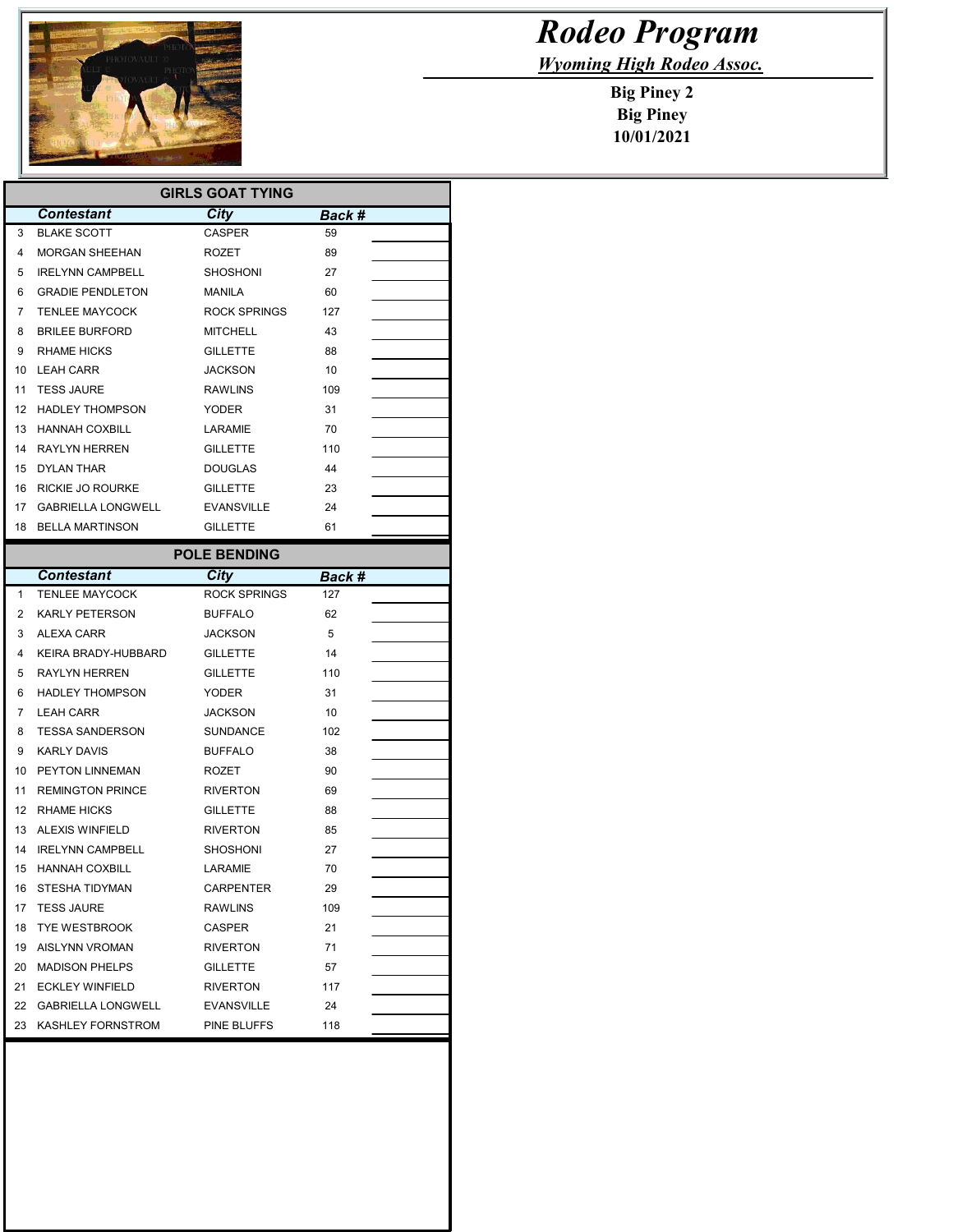# Rodeo Program

***Wyoming High Rodeo Assoc.***

**Big Piney 2**
**Big Piney**
**10/01/2021**

## GIRLS GOAT TYING

| | Contestant | City | Back # | |
|---|---|---|---|---|
| 3 | BLAKE SCOTT | CASPER | 59 | |
| 4 | MORGAN SHEEHAN | ROZET | 89 | |
| 5 | IRELYNN CAMPBELL | SHOSHONI | 27 | |
| 6 | GRADIE PENDLETON | MANILA | 60 | |
| 7 | TENLEE MAYCOCK | ROCK SPRINGS | 127 | |
| 8 | BRILEE BURFORD | MITCHELL | 43 | |
| 9 | RHAME HICKS | GILLETTE | 88 | |
| 10 | LEAH CARR | JACKSON | 10 | |
| 11 | TESS JAURE | RAWLINS | 109 | |
| 12 | HADLEY THOMPSON | YODER | 31 | |
| 13 | HANNAH COXBILL | LARAMIE | 70 | |
| 14 | RAYLYN HERREN | GILLETTE | 110 | |
| 15 | DYLAN THAR | DOUGLAS | 44 | |
| 16 | RICKIE JO ROURKE | GILLETTE | 23 | |
| 17 | GABRIELLA LONGWELL | EVANSVILLE | 24 | |
| 18 | BELLA MARTINSON | GILLETTE | 61 | |

## POLE BENDING

| | Contestant | City | Back # | |
|---|---|---|---|---|
| 1 | TENLEE MAYCOCK | ROCK SPRINGS | 127 | |
| 2 | KARLY PETERSON | BUFFALO | 62 | |
| 3 | ALEXA CARR | JACKSON | 5 | |
| 4 | KEIRA BRADY-HUBBARD | GILLETTE | 14 | |
| 5 | RAYLYN HERREN | GILLETTE | 110 | |
| 6 | HADLEY THOMPSON | YODER | 31 | |
| 7 | LEAH CARR | JACKSON | 10 | |
| 8 | TESSA SANDERSON | SUNDANCE | 102 | |
| 9 | KARLY DAVIS | BUFFALO | 38 | |
| 10 | PEYTON LINNEMAN | ROZET | 90 | |
| 11 | REMINGTON PRINCE | RIVERTON | 69 | |
| 12 | RHAME HICKS | GILLETTE | 88 | |
| 13 | ALEXIS WINFIELD | RIVERTON | 85 | |
| 14 | IRELYNN CAMPBELL | SHOSHONI | 27 | |
| 15 | HANNAH COXBILL | LARAMIE | 70 | |
| 16 | STESHA TIDYMAN | CARPENTER | 29 | |
| 17 | TESS JAURE | RAWLINS | 109 | |
| 18 | TYE WESTBROOK | CASPER | 21 | |
| 19 | AISLYNN VROMAN | RIVERTON | 71 | |
| 20 | MADISON PHELPS | GILLETTE | 57 | |
| 21 | ECKLEY WINFIELD | RIVERTON | 117 | |
| 22 | GABRIELLA LONGWELL | EVANSVILLE | 24 | |
| 23 | KASHLEY FORNSTROM | PINE BLUFFS | 118 | |